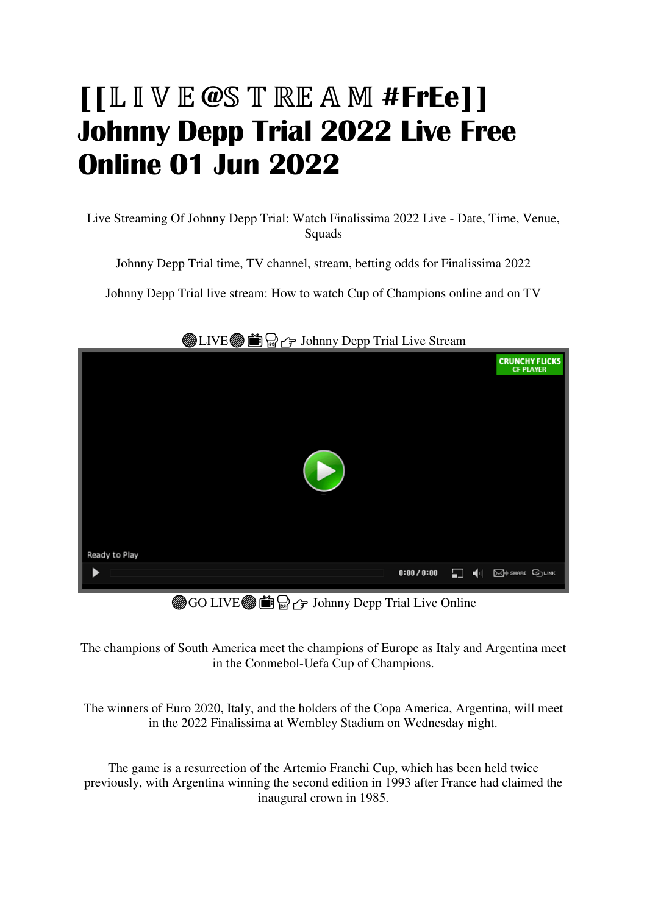# [[𝕃𝕀𝕍𝔼@𝕊𝕋ℝ𝔼𝔸𝕄 #FrEe]] Johnny Depp Trial 2022 Live Free Online 01 Jun 2022

Live Streaming Of Johnny Depp Trial: Watch Finalissima 2022 Live - Date, Time, Venue, Squads

Johnny Depp Trial time, TV channel, stream, betting odds for Finalissima 2022

Johnny Depp Trial live stream: How to watch Cup of Champions online and on TV

🔴LIVE🔴📺📱👉 Johnny Depp Trial Live Stream

CRUNCHY FLICKS CF PLAYER

Ready to Play

0:00 / 0:00 SHARE LINK

🔴GO LIVE🔴📺📱👉 Johnny Depp Trial Live Online

The champions of South America meet the champions of Europe as Italy and Argentina meet in the Conmebol-Uefa Cup of Champions.

The winners of Euro 2020, Italy, and the holders of the Copa America, Argentina, will meet in the 2022 Finalissima at Wembley Stadium on Wednesday night.

The game is a resurrection of the Artemio Franchi Cup, which has been held twice previously, with Argentina winning the second edition in 1993 after France had claimed the inaugural crown in 1985.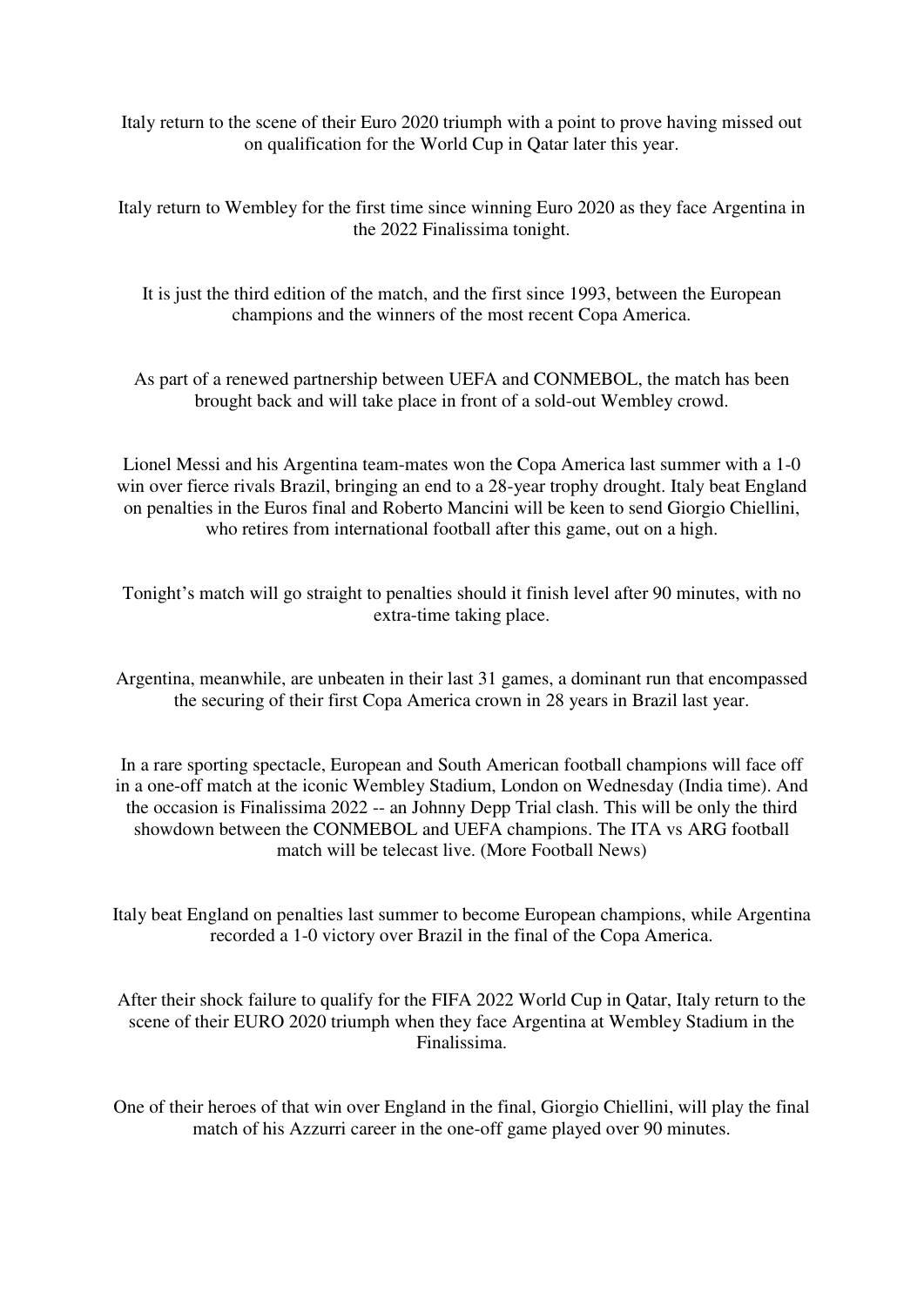Italy return to the scene of their Euro 2020 triumph with a point to prove having missed out on qualification for the World Cup in Qatar later this year.

Italy return to Wembley for the first time since winning Euro 2020 as they face Argentina in the 2022 Finalissima tonight.

It is just the third edition of the match, and the first since 1993, between the European champions and the winners of the most recent Copa America.

As part of a renewed partnership between UEFA and CONMEBOL, the match has been brought back and will take place in front of a sold-out Wembley crowd.

Lionel Messi and his Argentina team-mates won the Copa America last summer with a 1-0 win over fierce rivals Brazil, bringing an end to a 28-year trophy drought. Italy beat England on penalties in the Euros final and Roberto Mancini will be keen to send Giorgio Chiellini, who retires from international football after this game, out on a high.

Tonight's match will go straight to penalties should it finish level after 90 minutes, with no extra-time taking place.

Argentina, meanwhile, are unbeaten in their last 31 games, a dominant run that encompassed the securing of their first Copa America crown in 28 years in Brazil last year.

In a rare sporting spectacle, European and South American football champions will face off in a one-off match at the iconic Wembley Stadium, London on Wednesday (India time). And the occasion is Finalissima 2022 -- an Johnny Depp Trial clash. This will be only the third showdown between the CONMEBOL and UEFA champions. The ITA vs ARG football match will be telecast live. (More Football News)

Italy beat England on penalties last summer to become European champions, while Argentina recorded a 1-0 victory over Brazil in the final of the Copa America.

After their shock failure to qualify for the FIFA 2022 World Cup in Qatar, Italy return to the scene of their EURO 2020 triumph when they face Argentina at Wembley Stadium in the Finalissima.

One of their heroes of that win over England in the final, Giorgio Chiellini, will play the final match of his Azzurri career in the one-off game played over 90 minutes.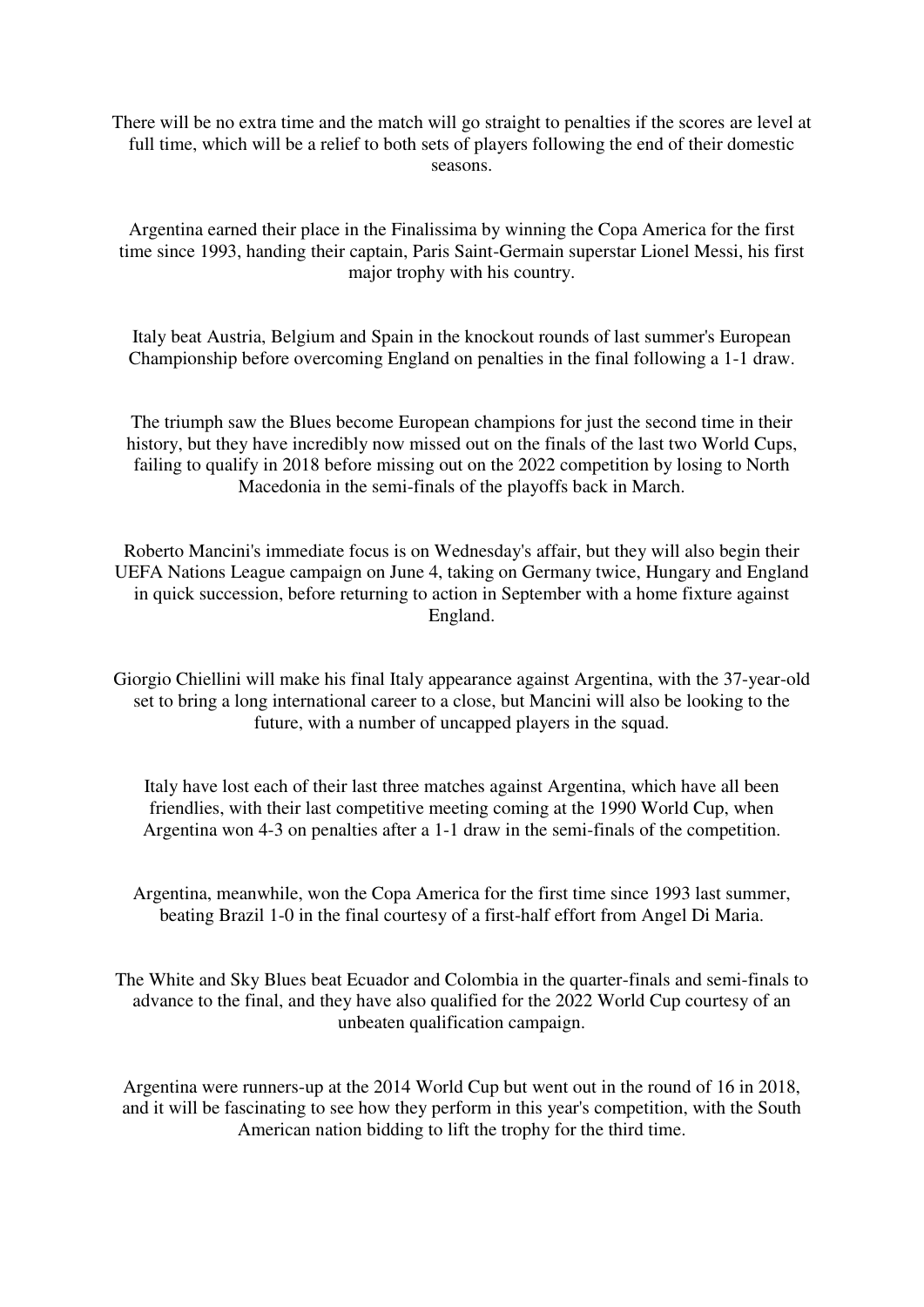There will be no extra time and the match will go straight to penalties if the scores are level at full time, which will be a relief to both sets of players following the end of their domestic seasons.

Argentina earned their place in the Finalissima by winning the Copa America for the first time since 1993, handing their captain, Paris Saint-Germain superstar Lionel Messi, his first major trophy with his country.

Italy beat Austria, Belgium and Spain in the knockout rounds of last summer's European Championship before overcoming England on penalties in the final following a 1-1 draw.

The triumph saw the Blues become European champions for just the second time in their history, but they have incredibly now missed out on the finals of the last two World Cups, failing to qualify in 2018 before missing out on the 2022 competition by losing to North Macedonia in the semi-finals of the playoffs back in March.

Roberto Mancini's immediate focus is on Wednesday's affair, but they will also begin their UEFA Nations League campaign on June 4, taking on Germany twice, Hungary and England in quick succession, before returning to action in September with a home fixture against England.

Giorgio Chiellini will make his final Italy appearance against Argentina, with the 37-year-old set to bring a long international career to a close, but Mancini will also be looking to the future, with a number of uncapped players in the squad.

Italy have lost each of their last three matches against Argentina, which have all been friendlies, with their last competitive meeting coming at the 1990 World Cup, when Argentina won 4-3 on penalties after a 1-1 draw in the semi-finals of the competition.

Argentina, meanwhile, won the Copa America for the first time since 1993 last summer, beating Brazil 1-0 in the final courtesy of a first-half effort from Angel Di Maria.

The White and Sky Blues beat Ecuador and Colombia in the quarter-finals and semi-finals to advance to the final, and they have also qualified for the 2022 World Cup courtesy of an unbeaten qualification campaign.

Argentina were runners-up at the 2014 World Cup but went out in the round of 16 in 2018, and it will be fascinating to see how they perform in this year's competition, with the South American nation bidding to lift the trophy for the third time.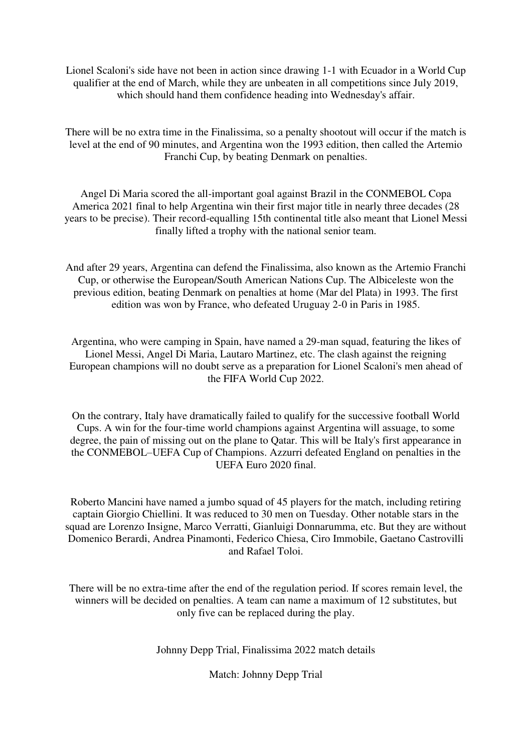Lionel Scaloni's side have not been in action since drawing 1-1 with Ecuador in a World Cup qualifier at the end of March, while they are unbeaten in all competitions since July 2019, which should hand them confidence heading into Wednesday's affair.

There will be no extra time in the Finalissima, so a penalty shootout will occur if the match is level at the end of 90 minutes, and Argentina won the 1993 edition, then called the Artemio Franchi Cup, by beating Denmark on penalties.

Angel Di Maria scored the all-important goal against Brazil in the CONMEBOL Copa America 2021 final to help Argentina win their first major title in nearly three decades (28 years to be precise). Their record-equalling 15th continental title also meant that Lionel Messi finally lifted a trophy with the national senior team.

And after 29 years, Argentina can defend the Finalissima, also known as the Artemio Franchi Cup, or otherwise the European/South American Nations Cup. The Albiceleste won the previous edition, beating Denmark on penalties at home (Mar del Plata) in 1993. The first edition was won by France, who defeated Uruguay 2-0 in Paris in 1985.

Argentina, who were camping in Spain, have named a 29-man squad, featuring the likes of Lionel Messi, Angel Di Maria, Lautaro Martinez, etc. The clash against the reigning European champions will no doubt serve as a preparation for Lionel Scaloni's men ahead of the FIFA World Cup 2022.

On the contrary, Italy have dramatically failed to qualify for the successive football World Cups. A win for the four-time world champions against Argentina will assuage, to some degree, the pain of missing out on the plane to Qatar. This will be Italy's first appearance in the CONMEBOL–UEFA Cup of Champions. Azzurri defeated England on penalties in the UEFA Euro 2020 final.

Roberto Mancini have named a jumbo squad of 45 players for the match, including retiring captain Giorgio Chiellini. It was reduced to 30 men on Tuesday. Other notable stars in the squad are Lorenzo Insigne, Marco Verratti, Gianluigi Donnarumma, etc. But they are without Domenico Berardi, Andrea Pinamonti, Federico Chiesa, Ciro Immobile, Gaetano Castrovilli and Rafael Toloi.

There will be no extra-time after the end of the regulation period. If scores remain level, the winners will be decided on penalties. A team can name a maximum of 12 substitutes, but only five can be replaced during the play.

Johnny Depp Trial, Finalissima 2022 match details

Match: Johnny Depp Trial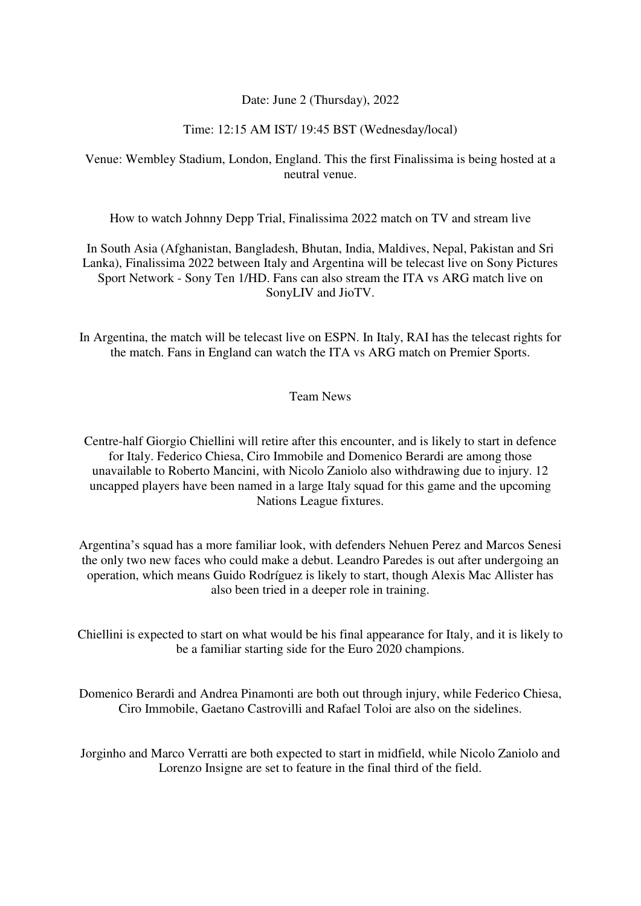Date: June 2 (Thursday), 2022

Time: 12:15 AM IST/ 19:45 BST (Wednesday/local)

Venue: Wembley Stadium, London, England. This the first Finalissima is being hosted at a neutral venue.

How to watch Johnny Depp Trial, Finalissima 2022 match on TV and stream live

In South Asia (Afghanistan, Bangladesh, Bhutan, India, Maldives, Nepal, Pakistan and Sri Lanka), Finalissima 2022 between Italy and Argentina will be telecast live on Sony Pictures Sport Network - Sony Ten 1/HD. Fans can also stream the ITA vs ARG match live on SonyLIV and JioTV.

In Argentina, the match will be telecast live on ESPN. In Italy, RAI has the telecast rights for the match. Fans in England can watch the ITA vs ARG match on Premier Sports.

Team News

Centre-half Giorgio Chiellini will retire after this encounter, and is likely to start in defence for Italy. Federico Chiesa, Ciro Immobile and Domenico Berardi are among those unavailable to Roberto Mancini, with Nicolo Zaniolo also withdrawing due to injury. 12 uncapped players have been named in a large Italy squad for this game and the upcoming Nations League fixtures.

Argentina's squad has a more familiar look, with defenders Nehuen Perez and Marcos Senesi the only two new faces who could make a debut. Leandro Paredes is out after undergoing an operation, which means Guido Rodríguez is likely to start, though Alexis Mac Allister has also been tried in a deeper role in training.

Chiellini is expected to start on what would be his final appearance for Italy, and it is likely to be a familiar starting side for the Euro 2020 champions.

Domenico Berardi and Andrea Pinamonti are both out through injury, while Federico Chiesa, Ciro Immobile, Gaetano Castrovilli and Rafael Toloi are also on the sidelines.

Jorginho and Marco Verratti are both expected to start in midfield, while Nicolo Zaniolo and Lorenzo Insigne are set to feature in the final third of the field.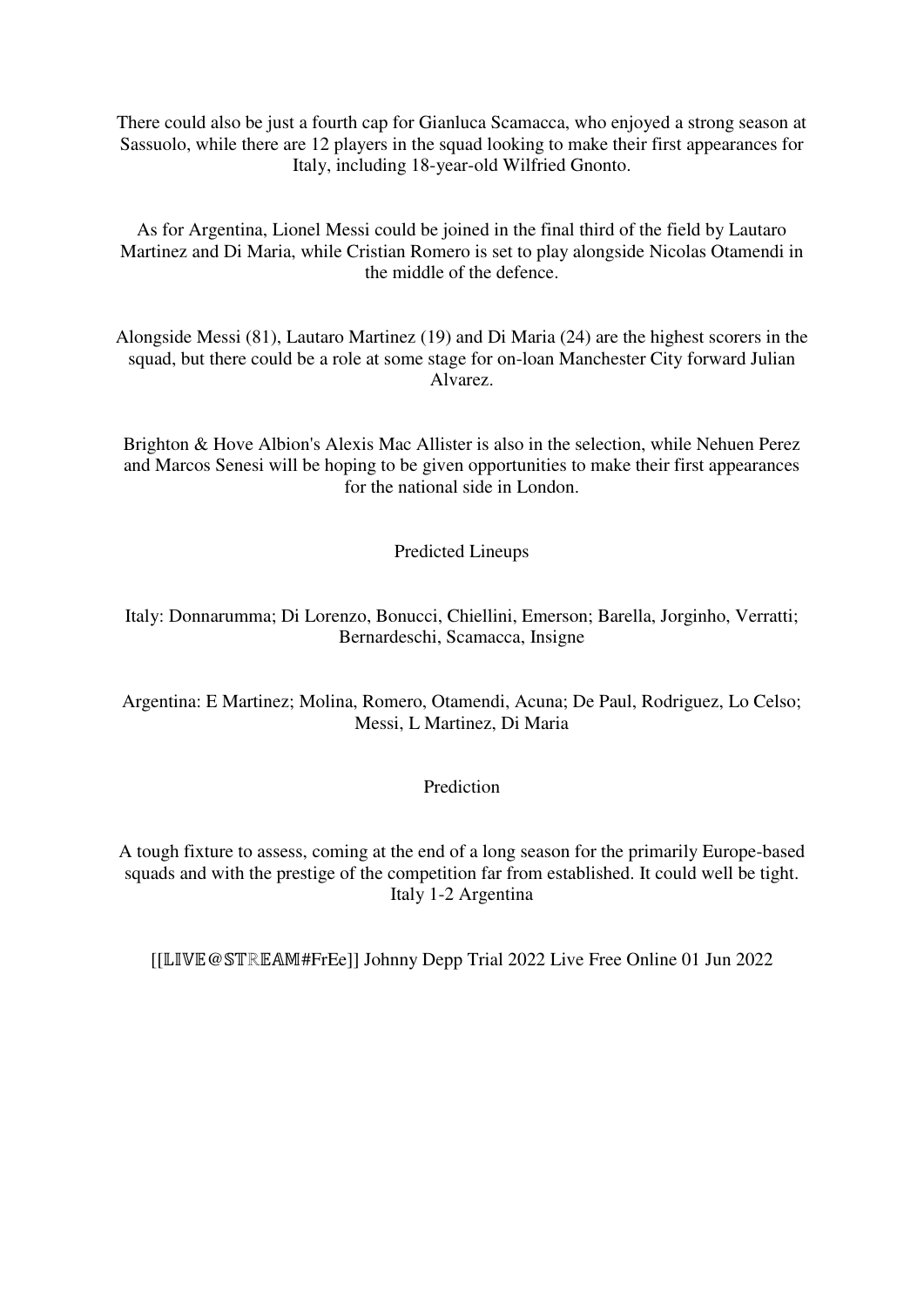There could also be just a fourth cap for Gianluca Scamacca, who enjoyed a strong season at Sassuolo, while there are 12 players in the squad looking to make their first appearances for Italy, including 18-year-old Wilfried Gnonto.

As for Argentina, Lionel Messi could be joined in the final third of the field by Lautaro Martinez and Di Maria, while Cristian Romero is set to play alongside Nicolas Otamendi in the middle of the defence.

Alongside Messi (81), Lautaro Martinez (19) and Di Maria (24) are the highest scorers in the squad, but there could be a role at some stage for on-loan Manchester City forward Julian Alvarez.

Brighton & Hove Albion's Alexis Mac Allister is also in the selection, while Nehuen Perez and Marcos Senesi will be hoping to be given opportunities to make their first appearances for the national side in London.

## Predicted Lineups

Italy: Donnarumma; Di Lorenzo, Bonucci, Chiellini, Emerson; Barella, Jorginho, Verratti; Bernardeschi, Scamacca, Insigne

Argentina: E Martinez; Molina, Romero, Otamendi, Acuna; De Paul, Rodriguez, Lo Celso; Messi, L Martinez, Di Maria

## Prediction

A tough fixture to assess, coming at the end of a long season for the primarily Europe-based squads and with the prestige of the competition far from established. It could well be tight. Italy 1-2 Argentina

[[𝕃𝕀𝕍𝔼@𝕊𝕋ℝ𝔼𝔸𝕄#FrEe]] Johnny Depp Trial 2022 Live Free Online 01 Jun 2022